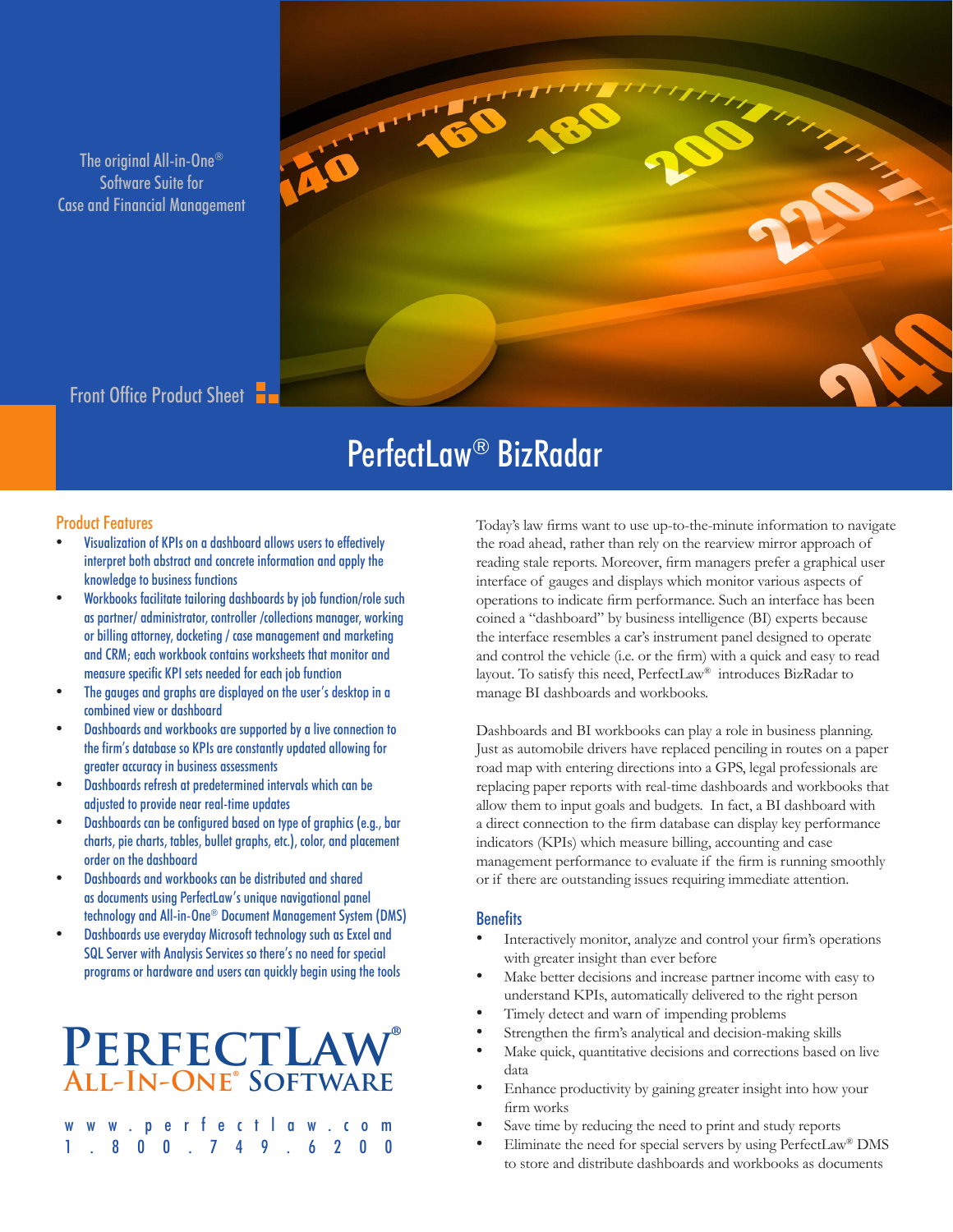The original All-in-One® Software Suite for Case and Financial Management

Front Office Product Sheet

# PerfectLaw® BizRadar

## Product Features

- Visualization of KPIs on a dashboard allows users to effectively interpret both abstract and concrete information and apply the knowledge to business functions
- Workbooks facilitate tailoring dashboards by job function/role such as partner/ administrator, controller /collections manager, working or billing attorney, docketing / case management and marketing and CRM; each workbook contains worksheets that monitor and measure specific KPI sets needed for each job function
- The gauges and graphs are displayed on the user's desktop in a combined view or dashboard
- Dashboards and workbooks are supported by a live connection to the firm's database so KPIs are constantly updated allowing for greater accuracy in business assessments
- Dashboards refresh at predetermined intervals which can be adjusted to provide near real-time updates
- Dashboards can be configured based on type of graphics (e.g., bar charts, pie charts, tables, bullet graphs, etc.), color, and placement order on the dashboard
- Dashboards and workbooks can be distributed and shared as documents using PerfectLaw's unique navigational panel technology and All-in-One® Document Management System (DMS)
- Dashboards use everyday Microsoft technology such as Excel and SQL Server with Analysis Services so there's no need for special programs or hardware and users can quickly begin using the tools

**PERFECTLAW® ALL-IN-ONE® SOFTWARE**

www.perfectlaw.com
1.800.749.6200

Today's law firms want to use up-to-the-minute information to navigate the road ahead, rather than rely on the rearview mirror approach of reading stale reports. Moreover, firm managers prefer a graphical user interface of gauges and displays which monitor various aspects of operations to indicate firm performance. Such an interface has been coined a "dashboard" by business intelligence (BI) experts because the interface resembles a car's instrument panel designed to operate and control the vehicle (i.e. or the firm) with a quick and easy to read layout. To satisfy this need, PerfectLaw® introduces BizRadar to manage BI dashboards and workbooks.

Dashboards and BI workbooks can play a role in business planning. Just as automobile drivers have replaced penciling in routes on a paper road map with entering directions into a GPS, legal professionals are replacing paper reports with real-time dashboards and workbooks that allow them to input goals and budgets. In fact, a BI dashboard with a direct connection to the firm database can display key performance indicators (KPIs) which measure billing, accounting and case management performance to evaluate if the firm is running smoothly or if there are outstanding issues requiring immediate attention.

## Benefits

- Interactively monitor, analyze and control your firm's operations with greater insight than ever before
- Make better decisions and increase partner income with easy to understand KPIs, automatically delivered to the right person
- Timely detect and warn of impending problems
- Strengthen the firm's analytical and decision-making skills
- Make quick, quantitative decisions and corrections based on live data
- Enhance productivity by gaining greater insight into how your firm works
- Save time by reducing the need to print and study reports
- Eliminate the need for special servers by using PerfectLaw® DMS to store and distribute dashboards and workbooks as documents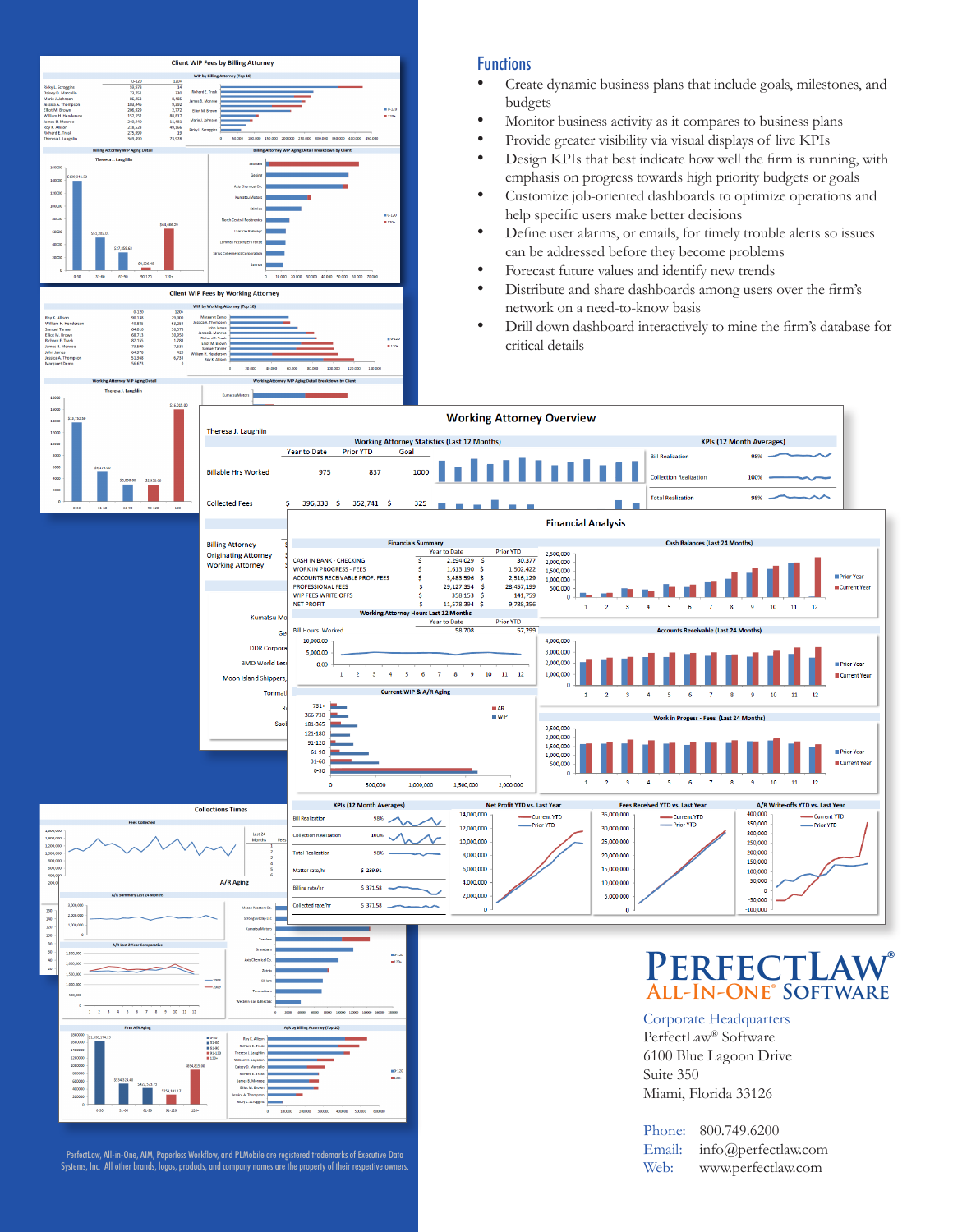## Functions

- Create dynamic business plans that include goals, milestones, and budgets
- Monitor business activity as it compares to business plans
- Provide greater visibility via visual displays of live KPIs
- Design KPIs that best indicate how well the firm is running, with emphasis on progress towards high priority budgets or goals
- Customize job-oriented dashboards to optimize operations and help specific users make better decisions
- Define user alarms, or emails, for timely trouble alerts so issues can be addressed before they become problems
- Forecast future values and identify new trends
- Distribute and share dashboards among users over the firm's network on a need-to-know basis
- Drill down dashboard interactively to mine the firm's database for critical details

**PERFECTLAW®**
**ALL-IN-ONE® SOFTWARE**

Corporate Headquarters
PerfectLaw® Software
6100 Blue Lagoon Drive
Suite 350
Miami, Florida 33126

Phone: 800.749.6200
Email: info@perfectlaw.com
Web: www.perfectlaw.com

PerfectLaw, All-in-One, AIM, Paperless Workflow, and PLMobile are registered trademarks of Executive Data Systems, Inc. All other brands, logos, products, and company names are the property of their respective owners.